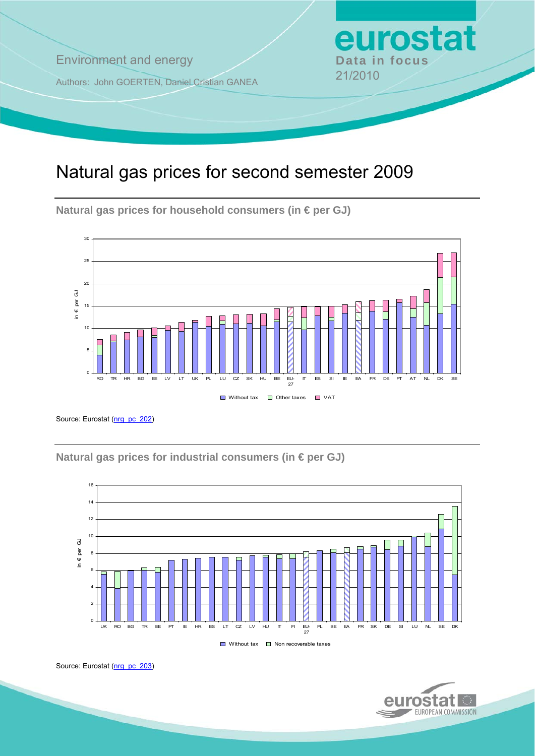Environment and energy

Authors: John GOERTEN, Daniel Cristian GANEA

**eurostat**
**Data in focus**
21/2010

# Natural gas prices for second semester 2009

### Natural gas prices for household consumers (in € per GJ)

Source: Eurostat (nrg_pc_202)

### Natural gas prices for industrial consumers (in € per GJ)

Source: Eurostat (nrg_pc_203)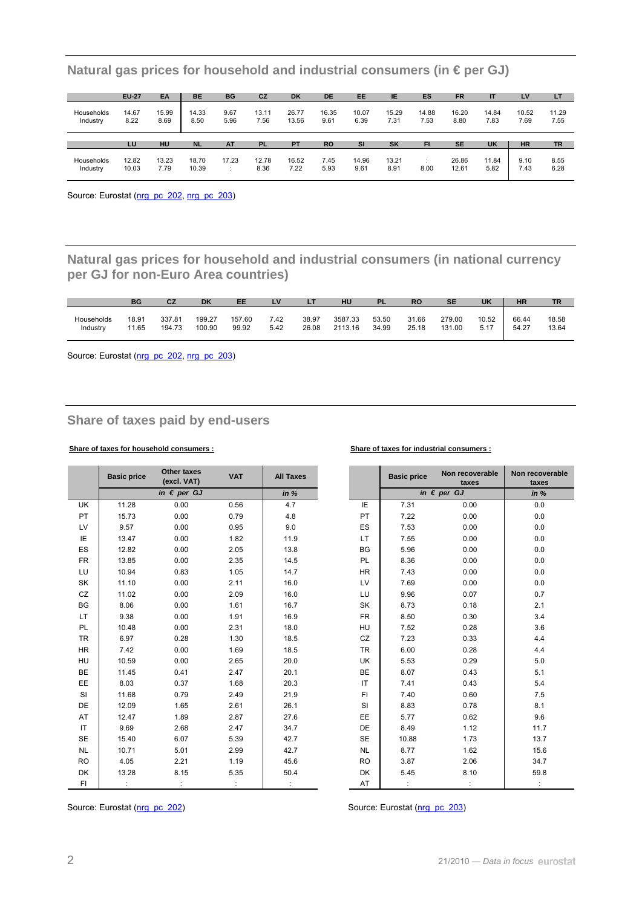## Natural gas prices for household and industrial consumers (in € per GJ)

| | EU-27 | EA | BE | BG | CZ | DK | DE | EE | IE | ES | FR | IT | LV | LT |
|---|---|---|---|---|---|---|---|---|---|---|---|---|---|---|
| Households | 14.67 | 15.99 | 14.33 | 9.67 | 13.11 | 26.77 | 16.35 | 10.07 | 15.29 | 14.88 | 16.20 | 14.84 | 10.52 | 11.29 |
| Industry | 8.22 | 8.69 | 8.50 | 5.96 | 7.56 | 13.56 | 9.61 | 6.39 | 7.31 | 7.53 | 8.80 | 7.83 | 7.69 | 7.55 |

| | LU | HU | NL | AT | PL | PT | RO | SI | SK | FI | SE | UK | HR | TR |
|---|---|---|---|---|---|---|---|---|---|---|---|---|---|---|
| Households | 12.82 | 13.23 | 18.70 | 17.23 | 12.78 | 16.52 | 7.45 | 14.96 | 13.21 | : | 26.86 | 11.84 | 9.10 | 8.55 |
| Industry | 10.03 | 7.79 | 10.39 | : | 8.36 | 7.22 | 5.93 | 9.61 | 8.91 | 8.00 | 12.61 | 5.82 | 7.43 | 6.28 |

Source: Eurostat (nrg_pc_202, nrg_pc_203)

## Natural gas prices for household and industrial consumers (in national currency per GJ for non-Euro Area countries)

| | BG | CZ | DK | EE | LV | LT | HU | PL | RO | SE | UK | HR | TR |
|---|---|---|---|---|---|---|---|---|---|---|---|---|---|
| Households | 18.91 | 337.81 | 199.27 | 157.60 | 7.42 | 38.97 | 3587.33 | 53.50 | 31.66 | 279.00 | 10.52 | 66.44 | 18.58 |
| Industry | 11.65 | 194.73 | 100.90 | 99.92 | 5.42 | 26.08 | 2113.16 | 34.99 | 25.18 | 131.00 | 5.17 | 54.27 | 13.64 |

Source: Eurostat (nrg_pc_202, nrg_pc_203)

## Share of taxes paid by end-users

**Share of taxes for household consumers :**

| | Basic price | Other taxes (excl. VAT) | VAT | All Taxes |
|---|---|---|---|---|
| | *in € per GJ* | | | *in %* |
| UK | 11.28 | 0.00 | 0.56 | 4.7 |
| PT | 15.73 | 0.00 | 0.79 | 4.8 |
| LV | 9.57 | 0.00 | 0.95 | 9.0 |
| IE | 13.47 | 0.00 | 1.82 | 11.9 |
| ES | 12.82 | 0.00 | 2.05 | 13.8 |
| FR | 13.85 | 0.00 | 2.35 | 14.5 |
| LU | 10.94 | 0.83 | 1.05 | 14.7 |
| SK | 11.10 | 0.00 | 2.11 | 16.0 |
| CZ | 11.02 | 0.00 | 2.09 | 16.0 |
| BG | 8.06 | 0.00 | 1.61 | 16.7 |
| LT | 9.38 | 0.00 | 1.91 | 16.9 |
| PL | 10.48 | 0.00 | 2.31 | 18.0 |
| TR | 6.97 | 0.28 | 1.30 | 18.5 |
| HR | 7.42 | 0.00 | 1.69 | 18.5 |
| HU | 10.59 | 0.00 | 2.65 | 20.0 |
| BE | 11.45 | 0.41 | 2.47 | 20.1 |
| EE | 8.03 | 0.37 | 1.68 | 20.3 |
| SI | 11.68 | 0.79 | 2.49 | 21.9 |
| DE | 12.09 | 1.65 | 2.61 | 26.1 |
| AT | 12.47 | 1.89 | 2.87 | 27.6 |
| IT | 9.69 | 2.68 | 2.47 | 34.7 |
| SE | 15.40 | 6.07 | 5.39 | 42.7 |
| NL | 10.71 | 5.01 | 2.99 | 42.7 |
| RO | 4.05 | 2.21 | 1.19 | 45.6 |
| DK | 13.28 | 8.15 | 5.35 | 50.4 |
| FI | : | : | : | : |

Source: Eurostat (nrg_pc_202)

**Share of taxes for industrial consumers :**

| | Basic price | Non recoverable taxes | Non recoverable taxes |
|---|---|---|---|
| | *in € per GJ* | | *in %* |
| IE | 7.31 | 0.00 | 0.0 |
| PT | 7.22 | 0.00 | 0.0 |
| ES | 7.53 | 0.00 | 0.0 |
| LT | 7.55 | 0.00 | 0.0 |
| BG | 5.96 | 0.00 | 0.0 |
| PL | 8.36 | 0.00 | 0.0 |
| HR | 7.43 | 0.00 | 0.0 |
| LV | 7.69 | 0.00 | 0.0 |
| LU | 9.96 | 0.07 | 0.7 |
| SK | 8.73 | 0.18 | 2.1 |
| FR | 8.50 | 0.30 | 3.4 |
| HU | 7.52 | 0.28 | 3.6 |
| CZ | 7.23 | 0.33 | 4.4 |
| TR | 6.00 | 0.28 | 4.4 |
| UK | 5.53 | 0.29 | 5.0 |
| BE | 8.07 | 0.43 | 5.1 |
| IT | 7.41 | 0.43 | 5.4 |
| FI | 7.40 | 0.60 | 7.5 |
| SI | 8.83 | 0.78 | 8.1 |
| EE | 5.77 | 0.62 | 9.6 |
| DE | 8.49 | 1.12 | 11.7 |
| SE | 10.88 | 1.73 | 13.7 |
| NL | 8.77 | 1.62 | 15.6 |
| RO | 3.87 | 2.06 | 34.7 |
| DK | 5.45 | 8.10 | 59.8 |
| AT | : | : | : |

Source: Eurostat (nrg_pc_203)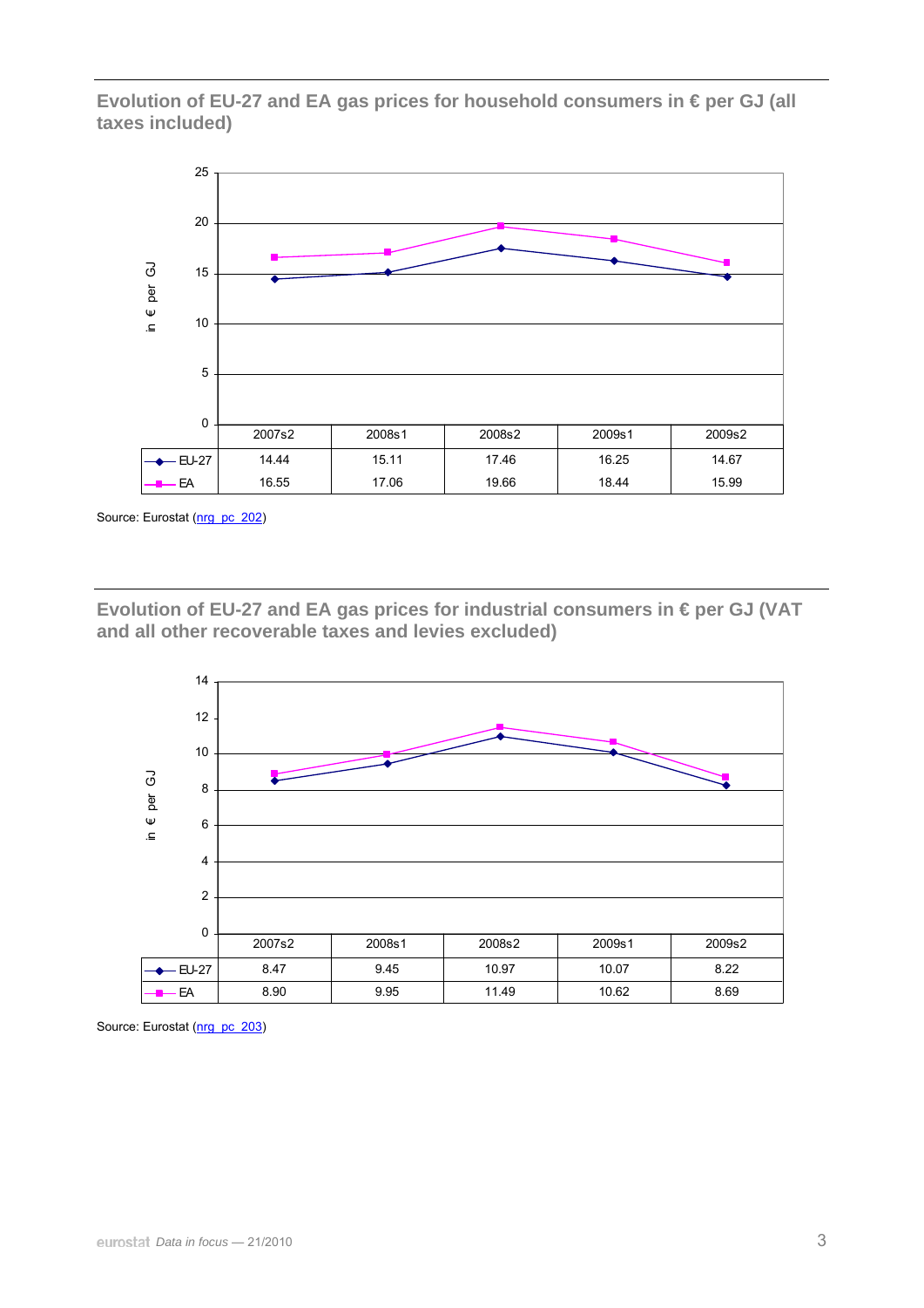## Evolution of EU-27 and EA gas prices for household consumers in € per GJ (all taxes included)

| | 2007s2 | 2008s1 | 2008s2 | 2009s1 | 2009s2 |
|---|---|---|---|---|---|
| EU-27 | 14.44 | 15.11 | 17.46 | 16.25 | 14.67 |
| EA | 16.55 | 17.06 | 19.66 | 18.44 | 15.99 |

Source: Eurostat (nrg_pc_202)

## Evolution of EU-27 and EA gas prices for industrial consumers in € per GJ (VAT and all other recoverable taxes and levies excluded)

| | 2007s2 | 2008s1 | 2008s2 | 2009s1 | 2009s2 |
|---|---|---|---|---|---|
| EU-27 | 8.47 | 9.45 | 10.97 | 10.07 | 8.22 |
| EA | 8.90 | 9.95 | 11.49 | 10.62 | 8.69 |

Source: Eurostat (nrg_pc_203)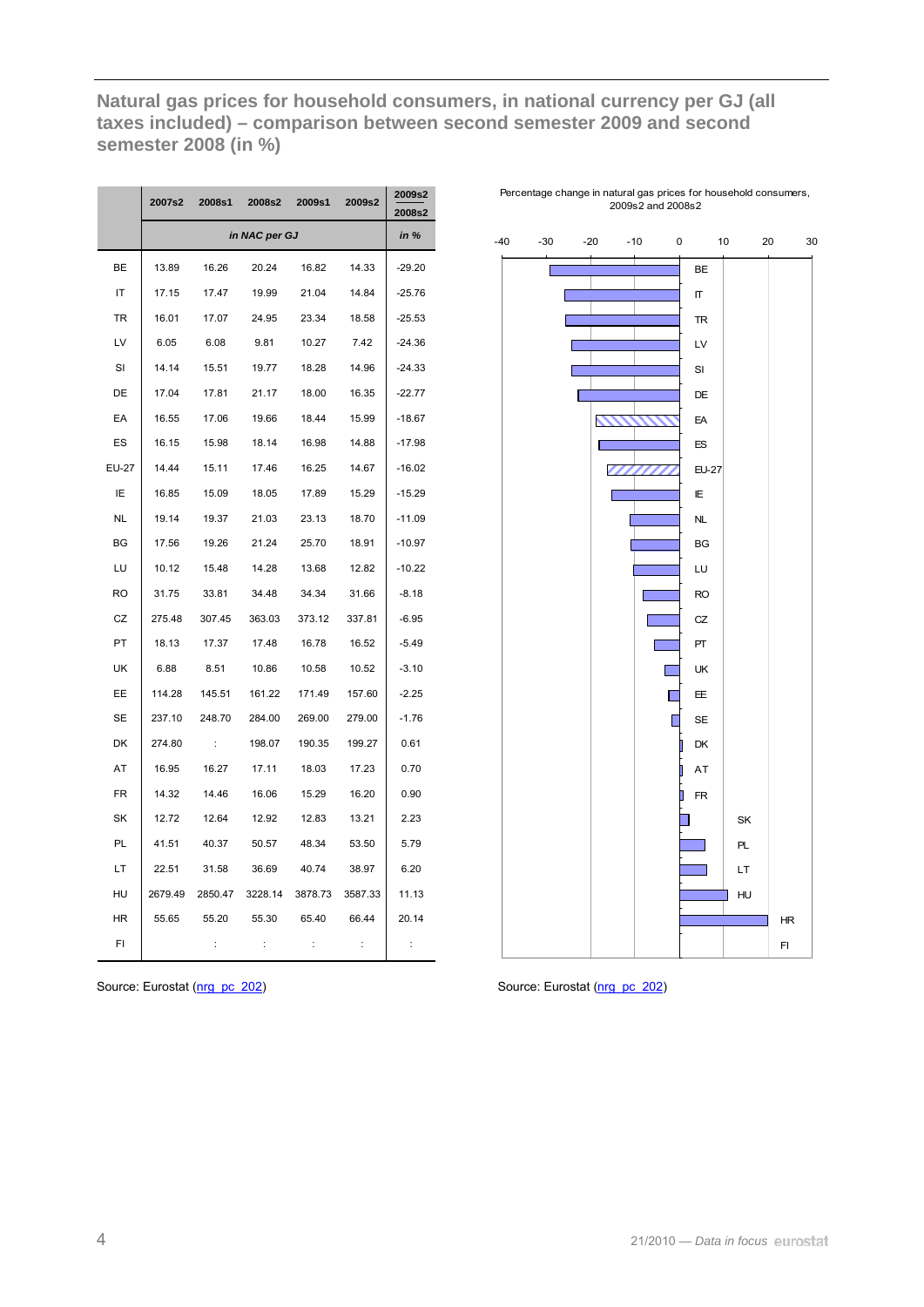## Natural gas prices for household consumers, in national currency per GJ (all taxes included) – comparison between second semester 2009 and second semester 2008 (in %)

| | 2007s2 | 2008s1 | 2008s2 | 2009s1 | 2009s2 | 2009s2 / 2008s2 |
|---|---|---|---|---|---|---|
| | *in NAC per GJ* | | | | | *in %* |
| BE | 13.89 | 16.26 | 20.24 | 16.82 | 14.33 | -29.20 |
| IT | 17.15 | 17.47 | 19.99 | 21.04 | 14.84 | -25.76 |
| TR | 16.01 | 17.07 | 24.95 | 23.34 | 18.58 | -25.53 |
| LV | 6.05 | 6.08 | 9.81 | 10.27 | 7.42 | -24.36 |
| SI | 14.14 | 15.51 | 19.77 | 18.28 | 14.96 | -24.33 |
| DE | 17.04 | 17.81 | 21.17 | 18.00 | 16.35 | -22.77 |
| EA | 16.55 | 17.06 | 19.66 | 18.44 | 15.99 | -18.67 |
| ES | 16.15 | 15.98 | 18.14 | 16.98 | 14.88 | -17.98 |
| EU-27 | 14.44 | 15.11 | 17.46 | 16.25 | 14.67 | -16.02 |
| IE | 16.85 | 15.09 | 18.05 | 17.89 | 15.29 | -15.29 |
| NL | 19.14 | 19.37 | 21.03 | 23.13 | 18.70 | -11.09 |
| BG | 17.56 | 19.26 | 21.24 | 25.70 | 18.91 | -10.97 |
| LU | 10.12 | 15.48 | 14.28 | 13.68 | 12.82 | -10.22 |
| RO | 31.75 | 33.81 | 34.48 | 34.34 | 31.66 | -8.18 |
| CZ | 275.48 | 307.45 | 363.03 | 373.12 | 337.81 | -6.95 |
| PT | 18.13 | 17.37 | 17.48 | 16.78 | 16.52 | -5.49 |
| UK | 6.88 | 8.51 | 10.86 | 10.58 | 10.52 | -3.10 |
| EE | 114.28 | 145.51 | 161.22 | 171.49 | 157.60 | -2.25 |
| SE | 237.10 | 248.70 | 284.00 | 269.00 | 279.00 | -1.76 |
| DK | 274.80 | : | 198.07 | 190.35 | 199.27 | 0.61 |
| AT | 16.95 | 16.27 | 17.11 | 18.03 | 17.23 | 0.70 |
| FR | 14.32 | 14.46 | 16.06 | 15.29 | 16.20 | 0.90 |
| SK | 12.72 | 12.64 | 12.92 | 12.83 | 13.21 | 2.23 |
| PL | 41.51 | 40.37 | 50.57 | 48.34 | 53.50 | 5.79 |
| LT | 22.51 | 31.58 | 36.69 | 40.74 | 38.97 | 6.20 |
| HU | 2679.49 | 2850.47 | 3228.14 | 3878.73 | 3587.33 | 11.13 |
| HR | 55.65 | 55.20 | 55.30 | 65.40 | 66.44 | 20.14 |
| FI | | : | : | : | : | : |

Source: Eurostat (nrg_pc_202)

Percentage change in natural gas prices for household consumers, 2009s2 and 2008s2

Source: Eurostat (nrg_pc_202)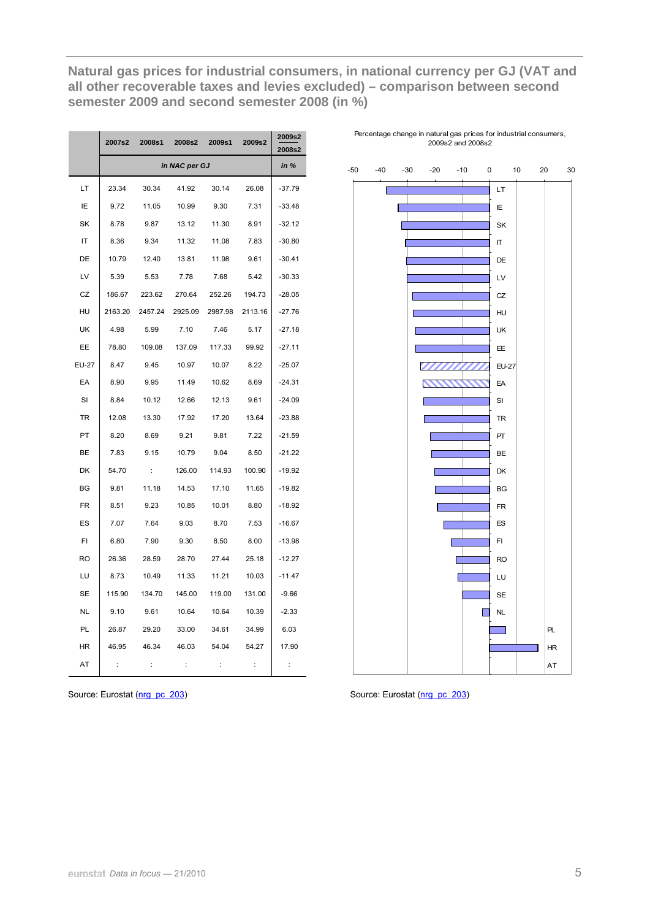## Natural gas prices for industrial consumers, in national currency per GJ (VAT and all other recoverable taxes and levies excluded) – comparison between second semester 2009 and second semester 2008 (in %)

| | 2007s2 | 2008s1 | 2008s2 | 2009s1 | 2009s2 | 2009s2 / 2008s2 |
|---|---|---|---|---|---|---|
| | *in NAC per GJ* | | | | | *in %* |
| LT | 23.34 | 30.34 | 41.92 | 30.14 | 26.08 | -37.79 |
| IE | 9.72 | 11.05 | 10.99 | 9.30 | 7.31 | -33.48 |
| SK | 8.78 | 9.87 | 13.12 | 11.30 | 8.91 | -32.12 |
| IT | 8.36 | 9.34 | 11.32 | 11.08 | 7.83 | -30.80 |
| DE | 10.79 | 12.40 | 13.81 | 11.98 | 9.61 | -30.41 |
| LV | 5.39 | 5.53 | 7.78 | 7.68 | 5.42 | -30.33 |
| CZ | 186.67 | 223.62 | 270.64 | 252.26 | 194.73 | -28.05 |
| HU | 2163.20 | 2457.24 | 2925.09 | 2987.98 | 2113.16 | -27.76 |
| UK | 4.98 | 5.99 | 7.10 | 7.46 | 5.17 | -27.18 |
| EE | 78.80 | 109.08 | 137.09 | 117.33 | 99.92 | -27.11 |
| EU-27 | 8.47 | 9.45 | 10.97 | 10.07 | 8.22 | -25.07 |
| EA | 8.90 | 9.95 | 11.49 | 10.62 | 8.69 | -24.31 |
| SI | 8.84 | 10.12 | 12.66 | 12.13 | 9.61 | -24.09 |
| TR | 12.08 | 13.30 | 17.92 | 17.20 | 13.64 | -23.88 |
| PT | 8.20 | 8.69 | 9.21 | 9.81 | 7.22 | -21.59 |
| BE | 7.83 | 9.15 | 10.79 | 9.04 | 8.50 | -21.22 |
| DK | 54.70 | : | 126.00 | 114.93 | 100.90 | -19.92 |
| BG | 9.81 | 11.18 | 14.53 | 17.10 | 11.65 | -19.82 |
| FR | 8.51 | 9.23 | 10.85 | 10.01 | 8.80 | -18.92 |
| ES | 7.07 | 7.64 | 9.03 | 8.70 | 7.53 | -16.67 |
| FI | 6.80 | 7.90 | 9.30 | 8.50 | 8.00 | -13.98 |
| RO | 26.36 | 28.59 | 28.70 | 27.44 | 25.18 | -12.27 |
| LU | 8.73 | 10.49 | 11.33 | 11.21 | 10.03 | -11.47 |
| SE | 115.90 | 134.70 | 145.00 | 119.00 | 131.00 | -9.66 |
| NL | 9.10 | 9.61 | 10.64 | 10.64 | 10.39 | -2.33 |
| PL | 26.87 | 29.20 | 33.00 | 34.61 | 34.99 | 6.03 |
| HR | 46.95 | 46.34 | 46.03 | 54.04 | 54.27 | 17.90 |
| AT | : | : | : | : | : | : |

Source: Eurostat (nrg_pc_203)

Percentage change in natural gas prices for industrial consumers, 2009s2 and 2008s2

Source: Eurostat (nrg_pc_203)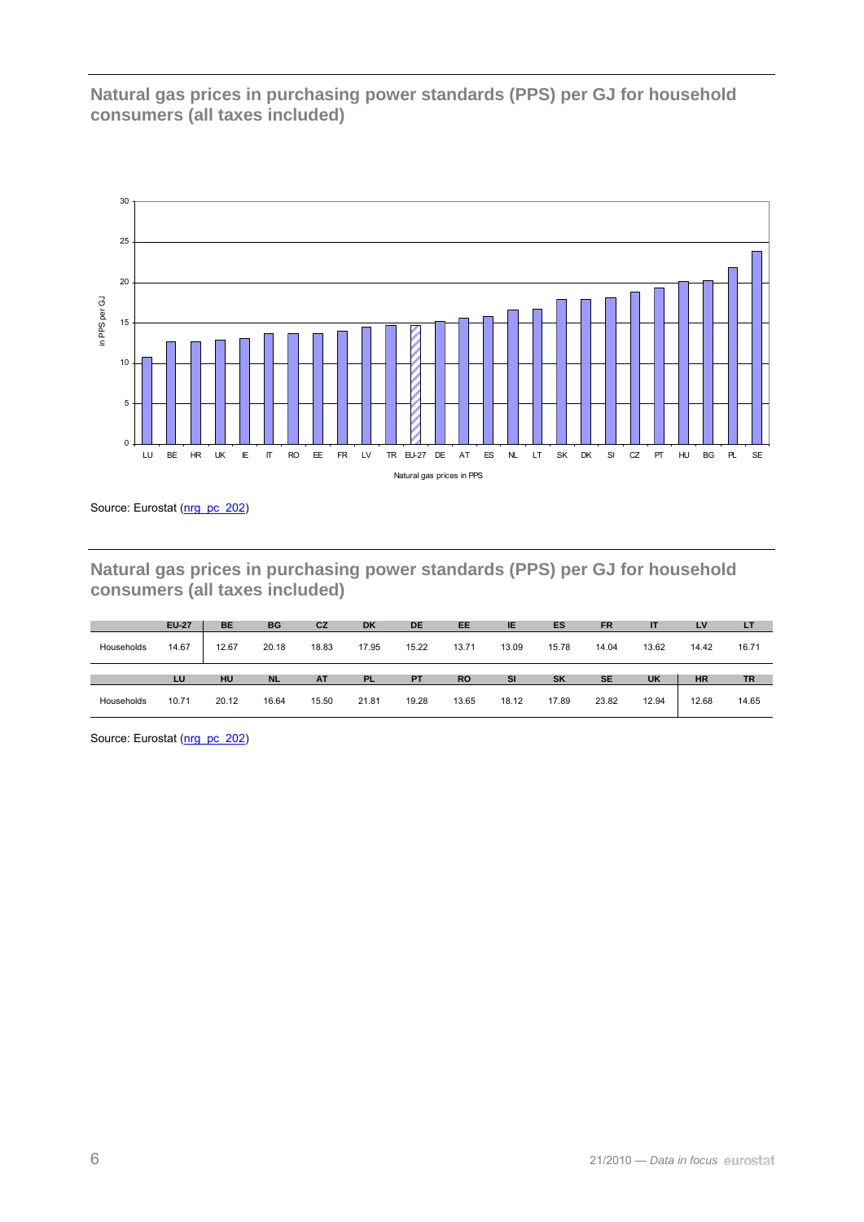## Natural gas prices in purchasing power standards (PPS) per GJ for household consumers (all taxes included)

Source: Eurostat (nrg_pc_202)

## Natural gas prices in purchasing power standards (PPS) per GJ for household consumers (all taxes included)

| | EU-27 | BE | BG | CZ | DK | DE | EE | IE | ES | FR | IT | LV | LT |
|---|---|---|---|---|---|---|---|---|---|---|---|---|---|
| Households | 14.67 | 12.67 | 20.18 | 18.83 | 17.95 | 15.22 | 13.71 | 13.09 | 15.78 | 14.04 | 13.62 | 14.42 | 16.71 |
| | **LU** | **HU** | **NL** | **AT** | **PL** | **PT** | **RO** | **SI** | **SK** | **SE** | **UK** | **HR** | **TR** |
| Households | 10.71 | 20.12 | 16.64 | 15.50 | 21.81 | 19.28 | 13.65 | 18.12 | 17.89 | 23.82 | 12.94 | 12.68 | 14.65 |

Source: Eurostat (nrg_pc_202)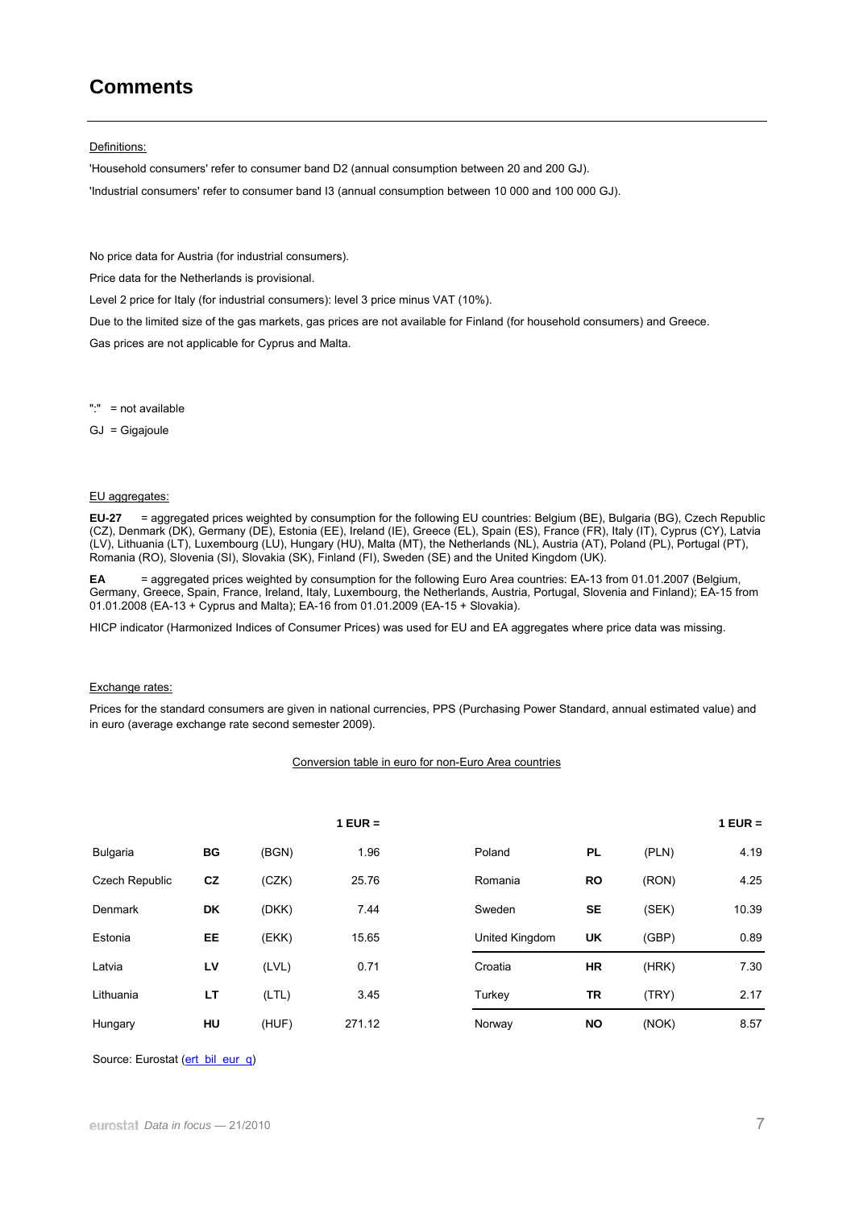# Comments

Definitions:

'Household consumers' refer to consumer band D2 (annual consumption between 20 and 200 GJ).

'Industrial consumers' refer to consumer band I3 (annual consumption between 10 000 and 100 000 GJ).

No price data for Austria (for industrial consumers).

Price data for the Netherlands is provisional.

Level 2 price for Italy (for industrial consumers): level 3 price minus VAT (10%).

Due to the limited size of the gas markets, gas prices are not available for Finland (for household consumers) and Greece.

Gas prices are not applicable for Cyprus and Malta.

":" = not available

GJ = Gigajoule

EU aggregates:

**EU-27** = aggregated prices weighted by consumption for the following EU countries: Belgium (BE), Bulgaria (BG), Czech Republic (CZ), Denmark (DK), Germany (DE), Estonia (EE), Ireland (IE), Greece (EL), Spain (ES), France (FR), Italy (IT), Cyprus (CY), Latvia (LV), Lithuania (LT), Luxembourg (LU), Hungary (HU), Malta (MT), the Netherlands (NL), Austria (AT), Poland (PL), Portugal (PT), Romania (RO), Slovenia (SI), Slovakia (SK), Finland (FI), Sweden (SE) and the United Kingdom (UK).

**EA** = aggregated prices weighted by consumption for the following Euro Area countries: EA-13 from 01.01.2007 (Belgium, Germany, Greece, Spain, France, Ireland, Italy, Luxembourg, the Netherlands, Austria, Portugal, Slovenia and Finland); EA-15 from 01.01.2008 (EA-13 + Cyprus and Malta); EA-16 from 01.01.2009 (EA-15 + Slovakia).

HICP indicator (Harmonized Indices of Consumer Prices) was used for EU and EA aggregates where price data was missing.

Exchange rates:

Prices for the standard consumers are given in national currencies, PPS (Purchasing Power Standard, annual estimated value) and in euro (average exchange rate second semester 2009).

Conversion table in euro for non-Euro Area countries

| | | | **1 EUR =** | | | | **1 EUR =** |
|---|---|---|---|---|---|---|---|
| Bulgaria | **BG** | (BGN) | 1.96 | Poland | **PL** | (PLN) | 4.19 |
| Czech Republic | **CZ** | (CZK) | 25.76 | Romania | **RO** | (RON) | 4.25 |
| Denmark | **DK** | (DKK) | 7.44 | Sweden | **SE** | (SEK) | 10.39 |
| Estonia | **EE** | (EKK) | 15.65 | United Kingdom | **UK** | (GBP) | 0.89 |
| Latvia | **LV** | (LVL) | 0.71 | Croatia | **HR** | (HRK) | 7.30 |
| Lithuania | **LT** | (LTL) | 3.45 | Turkey | **TR** | (TRY) | 2.17 |
| Hungary | **HU** | (HUF) | 271.12 | Norway | **NO** | (NOK) | 8.57 |

Source: Eurostat (ert_bil_eur_q)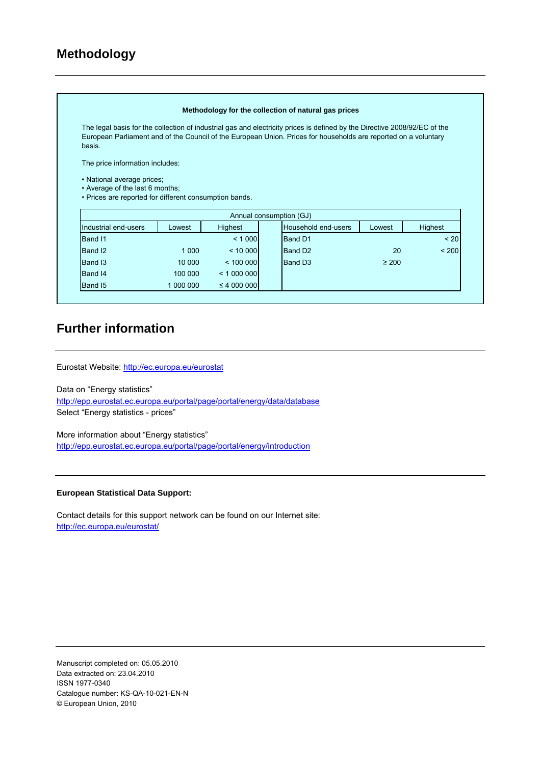# Methodology

**Methodology for the collection of natural gas prices**

The legal basis for the collection of industrial gas and electricity prices is defined by the Directive 2008/92/EC of the European Parliament and of the Council of the European Union. Prices for households are reported on a voluntary basis.

The price information includes:

- National average prices;
- Average of the last 6 months;
- Prices are reported for different consumption bands.

| Annual consumption (GJ) | | | | | | |
|---|---|---|---|---|---|---|
| Industrial end-users | Lowest | Highest | | Household end-users | Lowest | Highest |
| Band I1 | | < 1 000 | | Band D1 | | < 20 |
| Band I2 | 1 000 | < 10 000 | | Band D2 | 20 | < 200 |
| Band I3 | 10 000 | < 100 000 | | Band D3 | ≥ 200 | |
| Band I4 | 100 000 | < 1 000 000 | | | | |
| Band I5 | 1 000 000 | ≤ 4 000 000 | | | | |

# Further information

Eurostat Website: http://ec.europa.eu/eurostat

Data on "Energy statistics"
http://epp.eurostat.ec.europa.eu/portal/page/portal/energy/data/database
Select "Energy statistics - prices"

More information about "Energy statistics"
http://epp.eurostat.ec.europa.eu/portal/page/portal/energy/introduction

**European Statistical Data Support:**

Contact details for this support network can be found on our Internet site:
http://ec.europa.eu/eurostat/

Manuscript completed on: 05.05.2010
Data extracted on: 23.04.2010
ISSN 1977-0340
Catalogue number: KS-QA-10-021-EN-N
© European Union, 2010